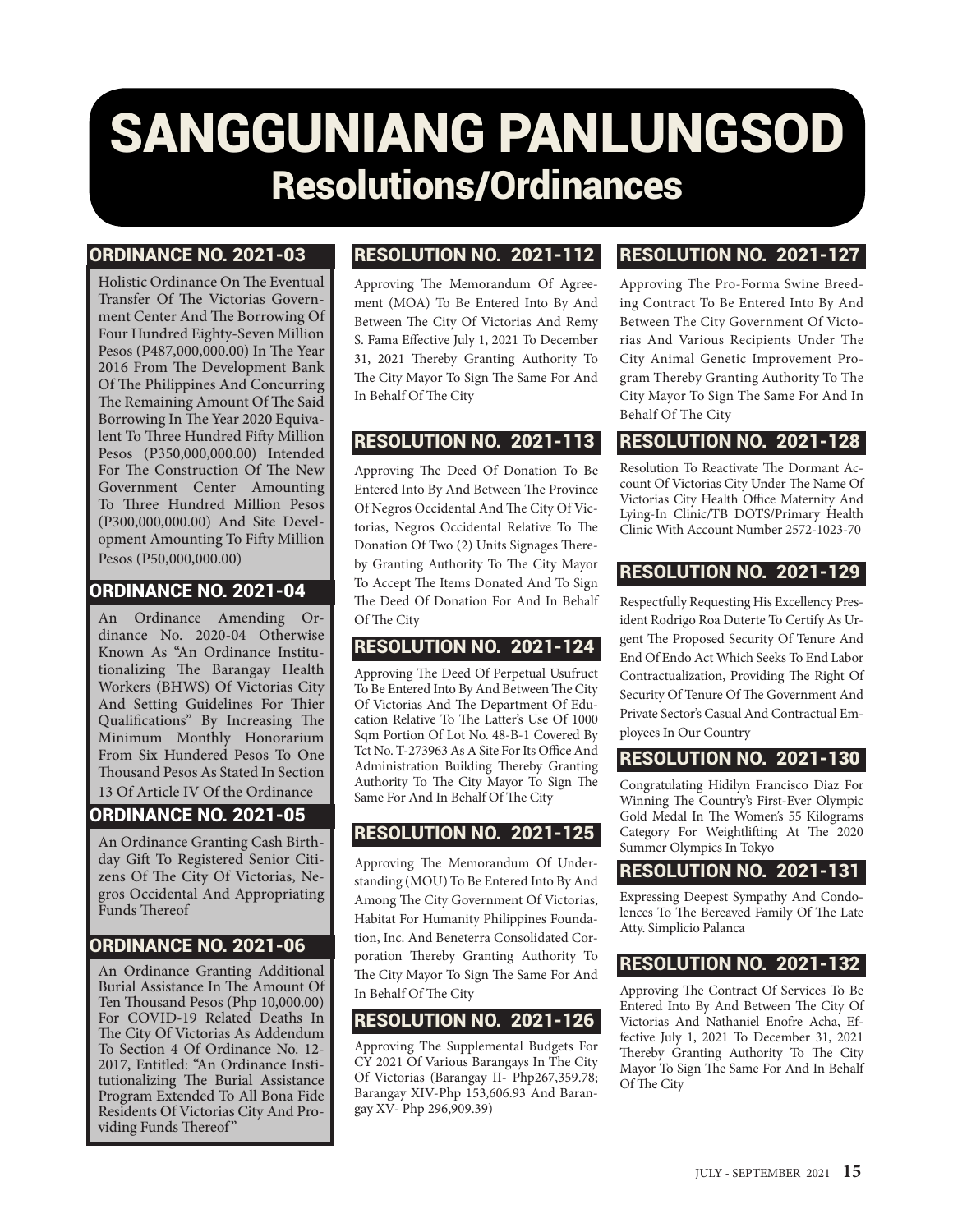# SANGGUNIANG PANLUNGSOD

## Resolutions/Ordinances

### ORDINANCE NO. 2021-03

Holistic Ordinance On The Eventual Transfer Of The Victorias Government Center And The Borrowing Of Four Hundred Eighty-Seven Million Pesos (P487,000,000.00) In The Year 2016 From The Development Bank Of The Philippines And Concurring The Remaining Amount Of The Said Borrowing In The Year 2020 Equivalent To Three Hundred Fifty Million Pesos (P350,000,000.00) Intended For The Construction Of The New Government Center Amounting To Three Hundred Million Pesos (P300,000,000.00) And Site Development Amounting To Fifty Million Pesos (P50,000,000.00)

### ORDINANCE NO. 2021-04

An Ordinance Amending Ordinance No. 2020-04 Otherwise Known As "An Ordinance Institutionalizing The Barangay Health Workers (BHWS) Of Victorias City And Setting Guidelines For Thier Qualifications" By Increasing The Minimum Monthly Honorarium From Six Hundered Pesos To One Thousand Pesos As Stated In Section 13 Of Article IV Of the Ordinance

### ORDINANCE NO. 2021-05

An Ordinance Granting Cash Birthday Gift To Registered Senior Citizens Of The City Of Victorias, Negros Occidental And Appropriating Funds Thereof

### ORDINANCE NO. 2021-06

An Ordinance Granting Additional Burial Assistance In The Amount Of Ten Thousand Pesos (Php 10,000.00) For COVID-19 Related Deaths In The City Of Victorias As Addendum To Section 4 Of Ordinance No. 12-2017, Entitled: "An Ordinance Institutionalizing The Burial Assistance Program Extended To All Bona Fide Residents Of Victorias City And Providing Funds Thereof"

### RESOLUTION NO. 2021-112

Approving The Memorandum Of Agreement (MOA) To Be Entered Into By And Between The City Of Victorias And Remy S. Fama Effective July 1, 2021 To December 31, 2021 Thereby Granting Authority To The City Mayor To Sign The Same For And In Behalf Of The City

### RESOLUTION NO. 2021-113

Approving The Deed Of Donation To Be Entered Into By And Between The Province Of Negros Occidental And The City Of Victorias, Negros Occidental Relative To The Donation Of Two (2) Units Signages Thereby Granting Authority To The City Mayor To Accept The Items Donated And To Sign The Deed Of Donation For And In Behalf Of The City

### RESOLUTION NO. 2021-124

Approving The Deed Of Perpetual Usufruct To Be Entered Into By And Between The City Of Victorias And The Department Of Education Relative To The Latter's Use Of 1000 Sqm Portion Of Lot No. 48-B-1 Covered By Tct No. T-273963 As A Site For Its Office And Administration Building Thereby Granting Authority To The City Mayor To Sign The Same For And In Behalf Of The City

### RESOLUTION NO. 2021-125

Approving The Memorandum Of Understanding (MOU) To Be Entered Into By And Among The City Government Of Victorias, Habitat For Humanity Philippines Foundation, Inc. And Beneterra Consolidated Corporation Thereby Granting Authority To The City Mayor To Sign The Same For And In Behalf Of The City

### RESOLUTION NO. 2021-126

Approving The Supplemental Budgets For CY 2021 Of Various Barangays In The City Of Victorias (Barangay II- Php267,359.78; Barangay XIV-Php 153,606.93 And Barangay XV- Php 296,909.39)

### RESOLUTION NO. 2021-127

Approving The Pro-Forma Swine Breeding Contract To Be Entered Into By And Between The City Government Of Victorias And Various Recipients Under The City Animal Genetic Improvement Program Thereby Granting Authority To The City Mayor To Sign The Same For And In Behalf Of The City

### RESOLUTION NO. 2021-128

Resolution To Reactivate The Dormant Account Of Victorias City Under The Name Of Victorias City Health Office Maternity And Lying-In Clinic/TB DOTS/Primary Health Clinic With Account Number 2572-1023-70

### RESOLUTION NO. 2021-129

Respectfully Requesting His Excellency President Rodrigo Roa Duterte To Certify As Urgent The Proposed Security Of Tenure And End Of Endo Act Which Seeks To End Labor Contractualization, Providing The Right Of Security Of Tenure Of The Government And Private Sector's Casual And Contractual Employees In Our Country

### RESOLUTION NO. 2021-130

Congratulating Hidilyn Francisco Diaz For Winning The Country's First-Ever Olympic Gold Medal In The Women's 55 Kilograms Category For Weightlifting At The 2020 Summer Olympics In Tokyo

### RESOLUTION NO. 2021-131

Expressing Deepest Sympathy And Condolences To The Bereaved Family Of The Late Atty. Simplicio Palanca

### RESOLUTION NO. 2021-132

Approving The Contract Of Services To Be Entered Into By And Between The City Of Victorias And Nathaniel Enofre Acha, Effective July 1, 2021 To December 31, 2021 Thereby Granting Authority To The City Mayor To Sign The Same For And In Behalf Of The City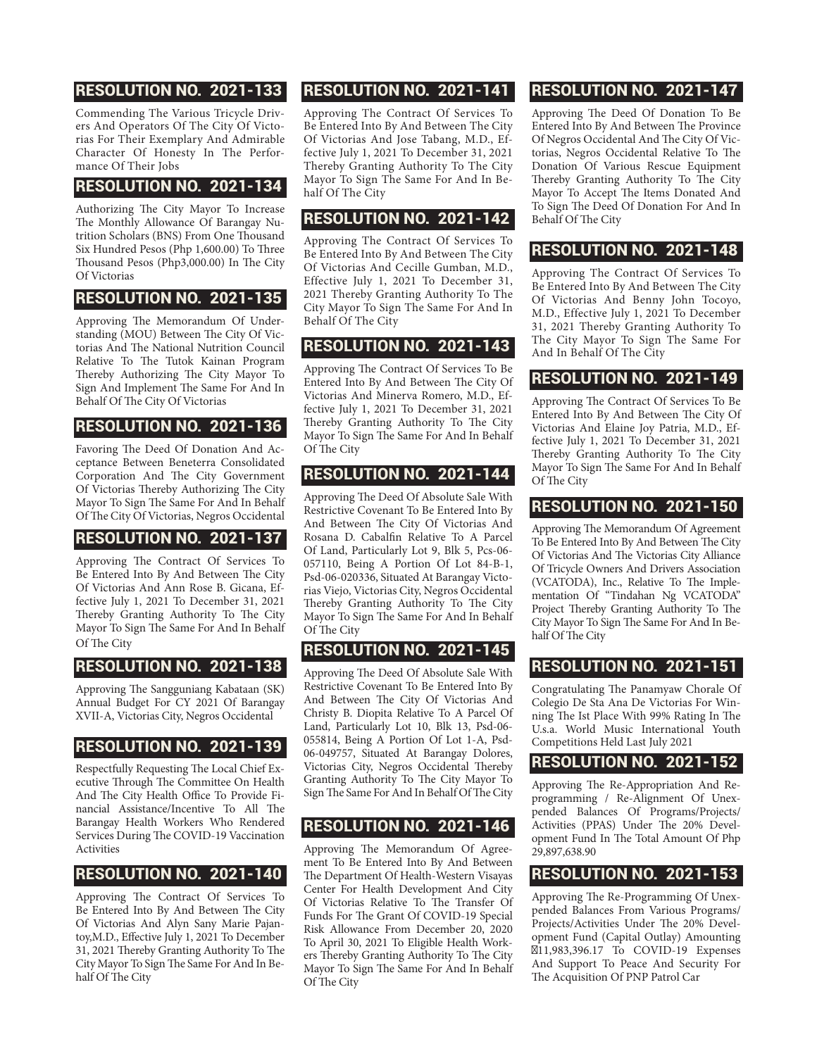## RESOLUTION NO. 2021-133

Commending The Various Tricycle Drivers And Operators Of The City Of Victorias For Their Exemplary And Admirable Character Of Honesty In The Performance Of Their Jobs

## RESOLUTION NO. 2021-134

Authorizing The City Mayor To Increase The Monthly Allowance Of Barangay Nutrition Scholars (BNS) From One Thousand Six Hundred Pesos (Php 1,600.00) To Three Thousand Pesos (Php3,000.00) In The City Of Victorias

## RESOLUTION NO. 2021-135

Approving The Memorandum Of Understanding (MOU) Between The City Of Victorias And The National Nutrition Council Relative To The Tutok Kainan Program Thereby Authorizing The City Mayor To Sign And Implement The Same For And In Behalf Of The City Of Victorias

## RESOLUTION NO. 2021-136

Favoring The Deed Of Donation And Acceptance Between Beneterra Consolidated Corporation And The City Government Of Victorias Thereby Authorizing The City Mayor To Sign The Same For And In Behalf Of The City Of Victorias, Negros Occidental

## RESOLUTION NO. 2021-137

Approving The Contract Of Services To Be Entered Into By And Between The City Of Victorias And Ann Rose B. Gicana, Effective July 1, 2021 To December 31, 2021 Thereby Granting Authority To The City Mayor To Sign The Same For And In Behalf Of The City

## RESOLUTION NO. 2021-138

Approving The Sangguniang Kabataan (SK) Annual Budget For CY 2021 Of Barangay XVII-A, Victorias City, Negros Occidental

## RESOLUTION NO. 2021-139

Respectfully Requesting The Local Chief Executive Through The Committee On Health And The City Health Office To Provide Financial Assistance/Incentive To All The Barangay Health Workers Who Rendered Services During The COVID-19 Vaccination Activities

## RESOLUTION NO. 2021-140

Approving The Contract Of Services To Be Entered Into By And Between The City Of Victorias And Alyn Sany Marie Pajantoy,M.D., Effective July 1, 2021 To December 31, 2021 Thereby Granting Authority To The City Mayor To Sign The Same For And In Behalf Of The City

## RESOLUTION NO. 2021-141

Approving The Contract Of Services To Be Entered Into By And Between The City Of Victorias And Jose Tabang, M.D., Effective July 1, 2021 To December 31, 2021 Thereby Granting Authority To The City Mayor To Sign The Same For And In Behalf Of The City

## RESOLUTION NO. 2021-142

Approving The Contract Of Services To Be Entered Into By And Between The City Of Victorias And Cecille Gumban, M.D., Effective July 1, 2021 To December 31, 2021 Thereby Granting Authority To The City Mayor To Sign The Same For And In Behalf Of The City

## RESOLUTION NO. 2021-143

Approving The Contract Of Services To Be Entered Into By And Between The City Of Victorias And Minerva Romero, M.D., Effective July 1, 2021 To December 31, 2021 Thereby Granting Authority To The City Mayor To Sign The Same For And In Behalf Of The City

## RESOLUTION NO. 2021-144

Approving The Deed Of Absolute Sale With Restrictive Covenant To Be Entered Into By And Between The City Of Victorias And Rosana D. Cabalfin Relative To A Parcel Of Land, Particularly Lot 9, Blk 5, Pcs-06-057110, Being A Portion Of Lot 84-B-1, Psd-06-020336, Situated At Barangay Victorias Viejo, Victorias City, Negros Occidental Thereby Granting Authority To The City Mayor To Sign The Same For And In Behalf Of The City

## RESOLUTION NO. 2021-145

Approving The Deed Of Absolute Sale With Restrictive Covenant To Be Entered Into By And Between The City Of Victorias And Christy B. Diopita Relative To A Parcel Of Land, Particularly Lot 10, Blk 13, Psd-06-055814, Being A Portion Of Lot 1-A, Psd-06-049757, Situated At Barangay Dolores, Victorias City, Negros Occidental Thereby Granting Authority To The City Mayor To Sign The Same For And In Behalf Of The City

## RESOLUTION NO. 2021-146

Approving The Memorandum Of Agreement To Be Entered Into By And Between The Department Of Health-Western Visayas Center For Health Development And City Of Victorias Relative To The Transfer Of Funds For The Grant Of COVID-19 Special Risk Allowance From December 20, 2020 To April 30, 2021 To Eligible Health Workers Thereby Granting Authority To The City Mayor To Sign The Same For And In Behalf Of The City

## RESOLUTION NO. 2021-147

Approving The Deed Of Donation To Be Entered Into By And Between The Province Of Negros Occidental And The City Of Victorias, Negros Occidental Relative To The Donation Of Various Rescue Equipment Thereby Granting Authority To The City Mayor To Accept The Items Donated And To Sign The Deed Of Donation For And In Behalf Of The City

## RESOLUTION NO. 2021-148

Approving The Contract Of Services To Be Entered Into By And Between The City Of Victorias And Benny John Tocoyo, M.D., Effective July 1, 2021 To December 31, 2021 Thereby Granting Authority To The City Mayor To Sign The Same For And In Behalf Of The City

## RESOLUTION NO. 2021-149

Approving The Contract Of Services To Be Entered Into By And Between The City Of Victorias And Elaine Joy Patria, M.D., Effective July 1, 2021 To December 31, 2021 Thereby Granting Authority To The City Mayor To Sign The Same For And In Behalf Of The City

## RESOLUTION NO. 2021-150

Approving The Memorandum Of Agreement To Be Entered Into By And Between The City Of Victorias And The Victorias City Alliance Of Tricycle Owners And Drivers Association (VCATODA), Inc., Relative To The Implementation Of "Tindahan Ng VCATODA" Project Thereby Granting Authority To The City Mayor To Sign The Same For And In Behalf Of The City

## RESOLUTION NO. 2021-151

Congratulating The Panamyaw Chorale Of Colegio De Sta Ana De Victorias For Winning The Ist Place With 99% Rating In The U.s.a. World Music International Youth Competitions Held Last July 2021

## RESOLUTION NO. 2021-152

Approving The Re-Appropriation And Re-programming / Re-Alignment Of Unexpended Balances Of Programs/Projects/ Activities (PPAS) Under The 20% Development Fund In The Total Amount Of Php 29,897,638.90

## RESOLUTION NO. 2021-153

Approving The Re-Programming Of Unexpended Balances From Various Programs/ Projects/Activities Under The 20% Development Fund (Capital Outlay) Amounting ₱11,983,396.17 To COVID-19 Expenses And Support To Peace And Security For The Acquisition Of PNP Patrol Car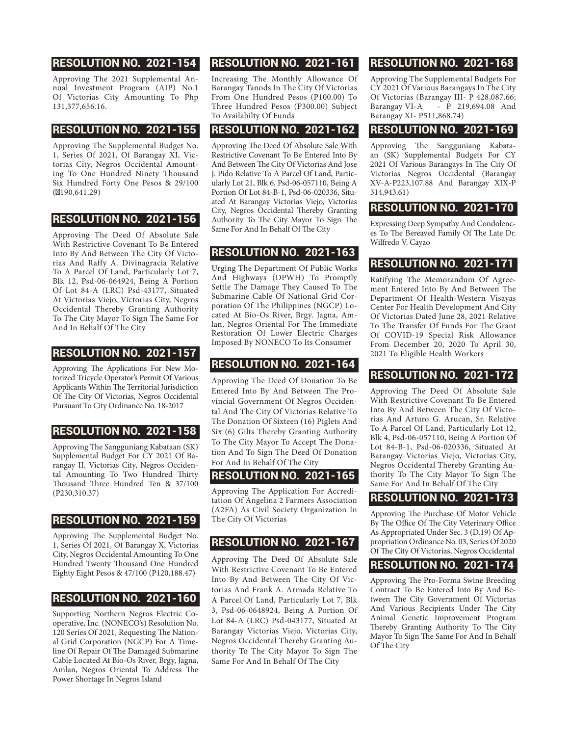## RESOLUTION NO. 2021-154

Approving The 2021 Supplemental Annual Investment Program (AIP) No.1 Of Victorias City Amounting To Php 131,377,656.16.

## RESOLUTION NO. 2021-155

Approving The Supplemental Budget No. 1, Series Of 2021, Of Barangay XI, Victorias City, Negros Occidental Amounting To One Hundred Ninety Thousand Six Hundred Forty One Pesos & 29/100 (₱190,641.29)

## RESOLUTION NO. 2021-156

Approving The Deed Of Absolute Sale With Restrictive Covenant To Be Entered Into By And Between The City Of Victorias And Raffy A. Divinagracia Relative To A Parcel Of Land, Particularly Lot 7, Blk 12, Psd-06-064924, Being A Portion Of Lot 84-A (LRC) Psd-43177, Situated At Victorias Viejo, Victorias City, Negros Occidental Thereby Granting Authority To The City Mayor To Sign The Same For And In Behalf Of The City

## RESOLUTION NO. 2021-157

Approving The Applications For New Motorized Tricycle Operator's Permit Of Various Applicants Within The Territorial Jurisdiction Of The City Of Victorias, Negros Occidental Pursuant To City Ordinance No. 18-2017

## RESOLUTION NO. 2021-158

Approving The Sangguniang Kabataan (SK) Supplemental Budget For CY 2021 Of Barangay II, Victorias City, Negros Occidental Amounting To Two Hundred Thirty Thousand Three Hundred Ten & 37/100 (P230,310.37)

## RESOLUTION NO. 2021-159

Approving The Supplemental Budget No. 1, Series Of 2021, Of Barangay X, Victorias City, Negros Occidental Amounting To One Hundred Twenty Thousand One Hundred Eighty Eight Pesos & 47/100 (P120,188.47)

## RESOLUTION NO. 2021-160

Supporting Northern Negros Electric Cooperative, Inc. (NONECO's) Resolution No. 120 Series Of 2021, Requesting The National Grid Corporation (NGCP) For A Timeline Of Repair Of The Damaged Submarine Cable Located At Bio-Os River, Brgy, Jagna, Amlan, Negros Oriental To Address The Power Shortage In Negros Island

## RESOLUTION NO. 2021-161

Increasing The Monthly Allowance Of Barangay Tanods In The City Of Victorias From One Hundred Pesos (P100.00) To Three Hundred Pesos (P300.00) Subject To Availabilty Of Funds

## RESOLUTION NO. 2021-162

Approving The Deed Of Absolute Sale With Restrictive Covenant To Be Entered Into By And Between The City Of Victorias And Jose J. Pido Relative To A Parcel Of Land, Particularly Lot 21, Blk 6, Psd-06-057110, Being A Portion Of Lot 84-B-1, Psd-06-020336, Situated At Barangay Victorias Viejo, Victorias City, Negros Occidental Thereby Granting Authority To The City Mayor To Sign The Same For And In Behalf Of The City

## RESOLUTION NO. 2021-163

Urging The Department Of Public Works And Highways (DPWH) To Promptly Settle The Damage They Caused To The Submarine Cable Of National Grid Corporation Of The Philippines (NGCP) Located At Bio-Os River, Brgy. Jagna, Amlan, Negros Oriental For The Immediate Restoration Of Lower Electric Charges Imposed By NONECO To Its Consumer

## RESOLUTION NO. 2021-164

Approving The Deed Of Donation To Be Entered Into By And Between The Provincial Government Of Negros Occidental And The City Of Victorias Relative To The Donation Of Sixteen (16) Piglets And Six (6) Gilts Thereby Granting Authority To The City Mayor To Accept The Donation And To Sign The Deed Of Donation For And In Behalf Of The City

## RESOLUTION NO. 2021-165

Approving The Application For Accreditation Of Angelina 2 Farmers Association (A2FA) As Civil Society Organization In The City Of Victorias

## RESOLUTION NO. 2021-167

Approving The Deed Of Absolute Sale With Restrictive Covenant To Be Entered Into By And Between The City Of Victorias And Frank A. Armada Relative To A Parcel Of Land, Particularly Lot 7, Blk 3, Psd-06-0648924, Being A Portion Of Lot 84-A (LRC) Psd-043177, Situated At Barangay Victorias Viejo, Victorias City, Negros Occidental Thereby Granting Authority To The City Mayor To Sign The Same For And In Behalf Of The City

## RESOLUTION NO. 2021-168

Approving The Supplemental Budgets For CY 2021 Of Various Barangays In The City Of Victorias (Barangay III- P 428,087.66; Barangay VI-A - P 219,694.08 And Barangay XI- P511,868.74)

## RESOLUTION NO. 2021-169

Approving The Sangguniang Kabataan (SK) Supplemental Budgets For CY 2021 Of Various Barangays In The City Of Victorias Negros Occidental (Barangay XV-A-P223,107.88 And Barangay XIX-P 314,943.61)

## RESOLUTION NO. 2021-170

Expressing Deep Sympathy And Condolences To The Bereaved Family Of The Late Dr. Wilfredo V. Cayao

## RESOLUTION NO. 2021-171

Ratifying The Memorandum Of Agreement Entered Into By And Between The Department Of Health-Western Visayas Center For Health Development And City Of Victorias Dated June 28, 2021 Relative To The Transfer Of Funds For The Grant Of COVID-19 Special Risk Allowance From December 20, 2020 To April 30, 2021 To Eligible Health Workers

## RESOLUTION NO. 2021-172

Approving The Deed Of Absolute Sale With Restrictive Covenant To Be Entered Into By And Between The City Of Victorias And Arturo G. Arucan, Sr. Relative To A Parcel Of Land, Particularly Lot 12, Blk 4, Psd-06-057110, Being A Portion Of Lot 84-B-1, Psd-06-020336, Situated At Barangay Victorias Viejo, Victorias City, Negros Occidental Thereby Granting Authority To The City Mayor To Sign The Same For And In Behalf Of The City

## RESOLUTION NO. 2021-173

Approving The Purchase Of Motor Vehicle By The Office Of The City Veterinary Office As Appropriated Under Sec. 3 (D.19) Of Appropriation Ordinance No. 03, Series Of 2020 Of The City Of Victorias, Negros Occidental

## RESOLUTION NO. 2021-174

Approving The Pro-Forma Swine Breeding Contract To Be Entered Into By And Between The City Government Of Victorias And Various Recipients Under The City Animal Genetic Improvement Program Thereby Granting Authority To The City Mayor To Sign The Same For And In Behalf Of The City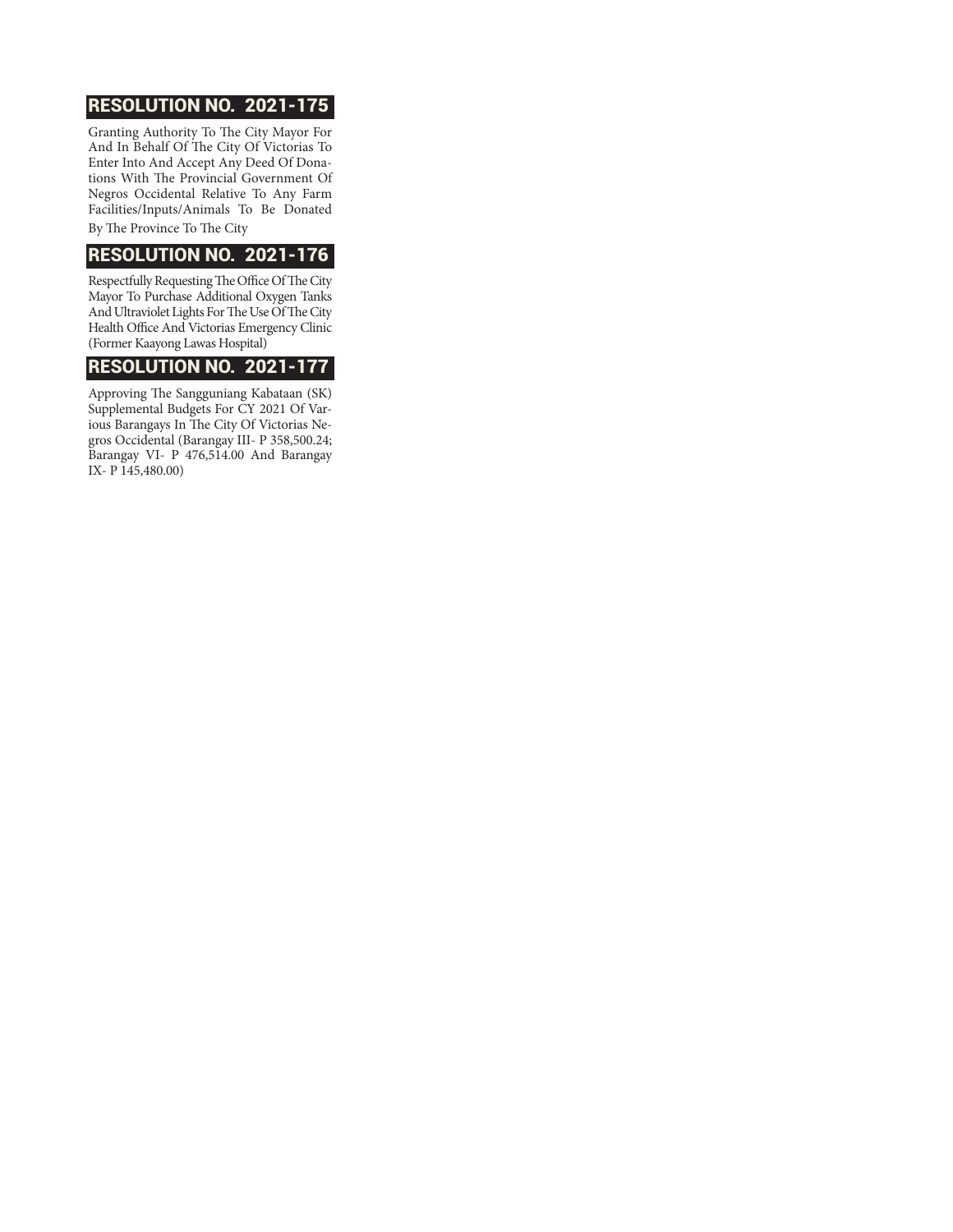## RESOLUTION NO. 2021-175

Granting Authority To The City Mayor For And In Behalf Of The City Of Victorias To Enter Into And Accept Any Deed Of Donations With The Provincial Government Of Negros Occidental Relative To Any Farm Facilities/Inputs/Animals To Be Donated By The Province To The City

## RESOLUTION NO. 2021-176

Respectfully Requesting The Office Of The City Mayor To Purchase Additional Oxygen Tanks And Ultraviolet Lights For The Use Of The City Health Office And Victorias Emergency Clinic (Former Kaayong Lawas Hospital)

## RESOLUTION NO. 2021-177

Approving The Sangguniang Kabataan (SK) Supplemental Budgets For CY 2021 Of Various Barangays In The City Of Victorias Negros Occidental (Barangay III- P 358,500.24; Barangay VI- P 476,514.00 And Barangay IX- P 145,480.00)